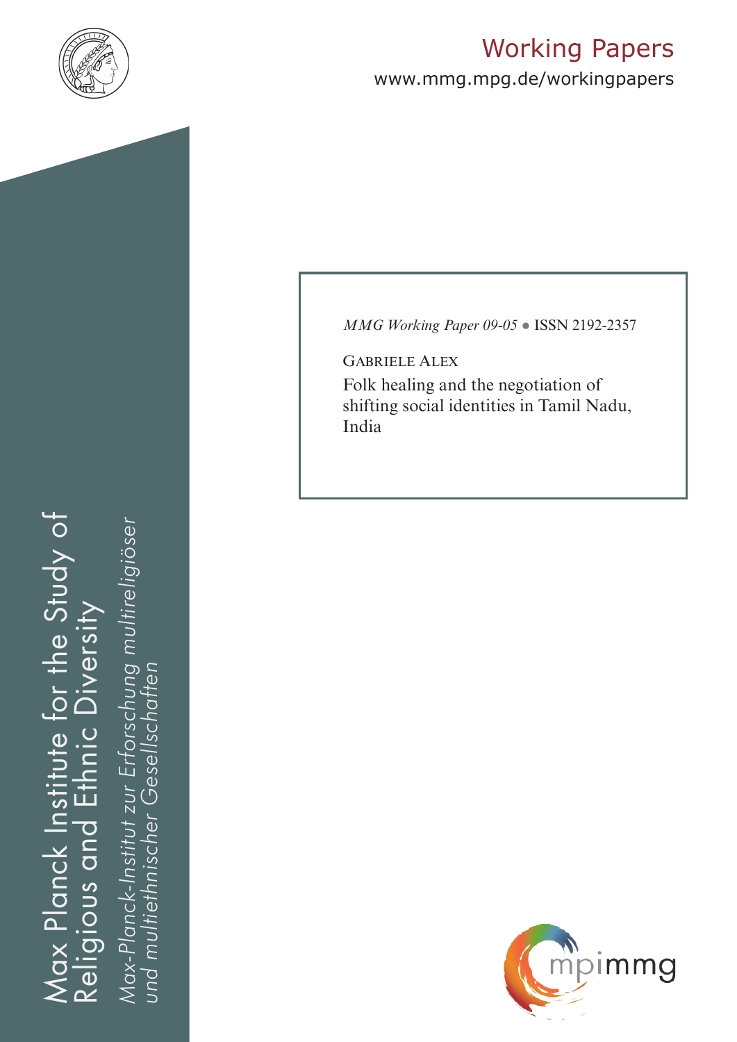# Working Papers

www.mmg.mpg.de/workingpapers

*MMG Working Paper 09-05* ● ISSN 2192-2357

GABRIELE ALEX

Folk healing and the negotiation of shifting social identities in Tamil Nadu, India

Max Planck Institute for the Study of Religious and Ethnic Diversity

*Max-Planck-Institut zur Erforschung multireligiöser und multiethnischer Gesellschaften*

mpimmg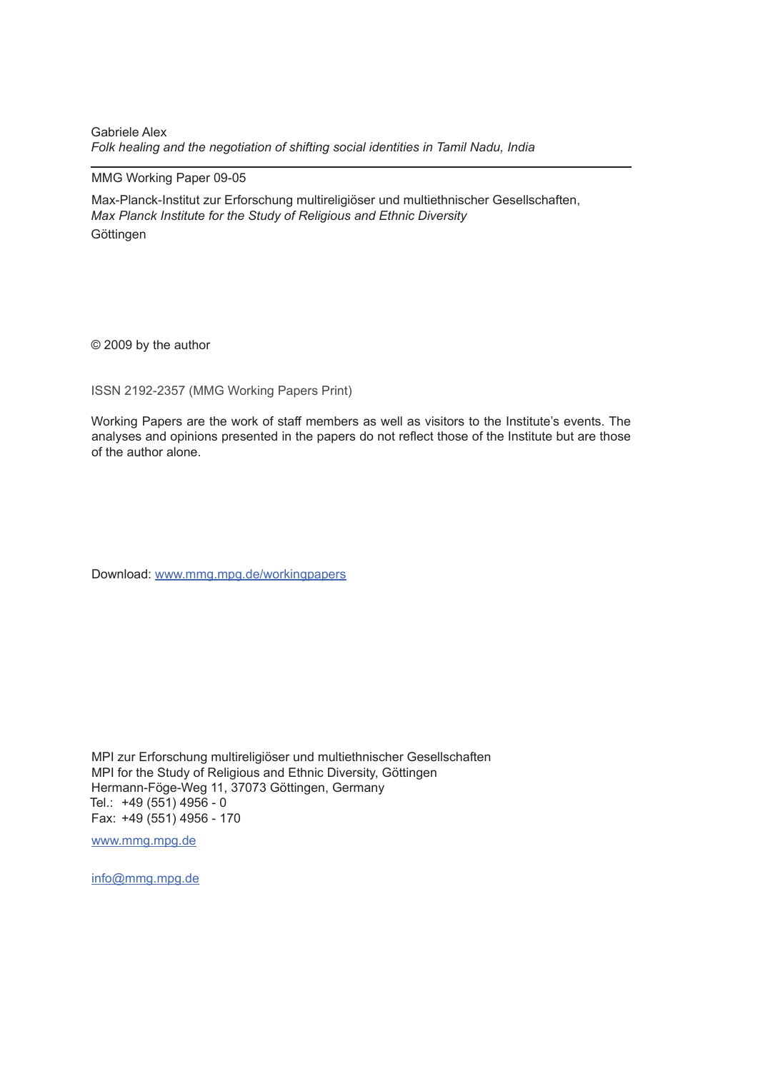Gabriele Alex
*Folk healing and the negotiation of shifting social identities in Tamil Nadu, India*

---

MMG Working Paper 09-05

Max-Planck-Institut zur Erforschung multireligiöser und multiethnischer Gesellschaften,
*Max Planck Institute for the Study of Religious and Ethnic Diversity*
Göttingen

© 2009 by the author

ISSN 2192-2357 (MMG Working Papers Print)

Working Papers are the work of staff members as well as visitors to the Institute's events. The analyses and opinions presented in the papers do not reflect those of the Institute but are those of the author alone.

Download: www.mmg.mpg.de/workingpapers

MPI zur Erforschung multireligiöser und multiethnischer Gesellschaften
MPI for the Study of Religious and Ethnic Diversity, Göttingen
Hermann-Föge-Weg 11, 37073 Göttingen, Germany
Tel.: +49 (551) 4956 - 0
Fax: +49 (551) 4956 - 170

www.mmg.mpg.de

info@mmg.mpg.de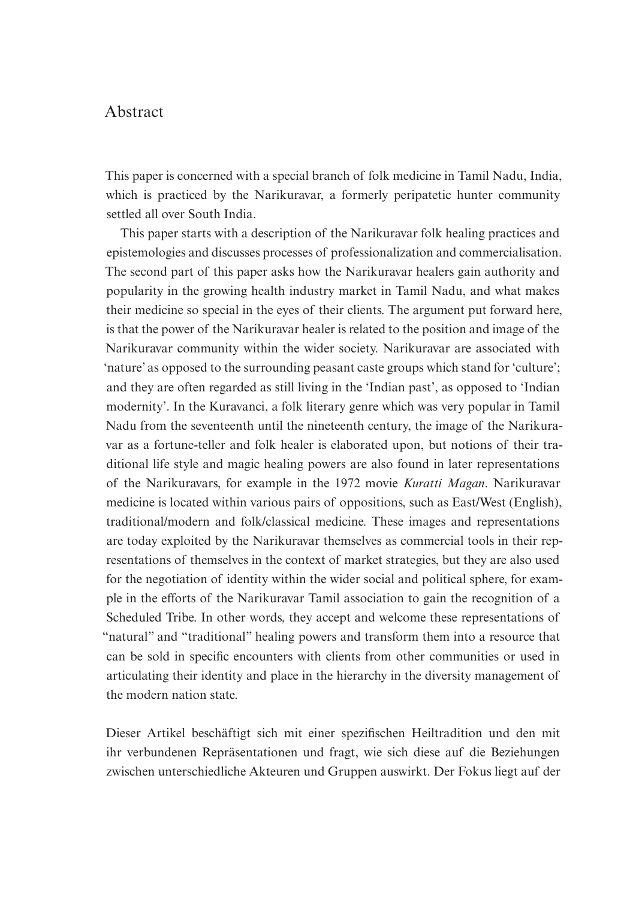## Abstract

This paper is concerned with a special branch of folk medicine in Tamil Nadu, India, which is practiced by the Narikuravar, a formerly peripatetic hunter community settled all over South India.

This paper starts with a description of the Narikuravar folk healing practices and epistemologies and discusses processes of professionalization and commercialisation. The second part of this paper asks how the Narikuravar healers gain authority and popularity in the growing health industry market in Tamil Nadu, and what makes their medicine so special in the eyes of their clients. The argument put forward here, is that the power of the Narikuravar healer is related to the position and image of the Narikuravar community within the wider society. Narikuravar are associated with 'nature' as opposed to the surrounding peasant caste groups which stand for 'culture'; and they are often regarded as still living in the 'Indian past', as opposed to 'Indian modernity'. In the Kuravanci, a folk literary genre which was very popular in Tamil Nadu from the seventeenth until the nineteenth century, the image of the Narikuravar as a fortune-teller and folk healer is elaborated upon, but notions of their traditional life style and magic healing powers are also found in later representations of the Narikuravars, for example in the 1972 movie *Kuratti Magan*. Narikuravar medicine is located within various pairs of oppositions, such as East/West (English), traditional/modern and folk/classical medicine. These images and representations are today exploited by the Narikuravar themselves as commercial tools in their representations of themselves in the context of market strategies, but they are also used for the negotiation of identity within the wider social and political sphere, for example in the efforts of the Narikuravar Tamil association to gain the recognition of a Scheduled Tribe. In other words, they accept and welcome these representations of "natural" and "traditional" healing powers and transform them into a resource that can be sold in specific encounters with clients from other communities or used in articulating their identity and place in the hierarchy in the diversity management of the modern nation state.

Dieser Artikel beschäftigt sich mit einer spezifischen Heiltradition und den mit ihr verbundenen Repräsentationen und fragt, wie sich diese auf die Beziehungen zwischen unterschiedliche Akteuren und Gruppen auswirkt. Der Fokus liegt auf der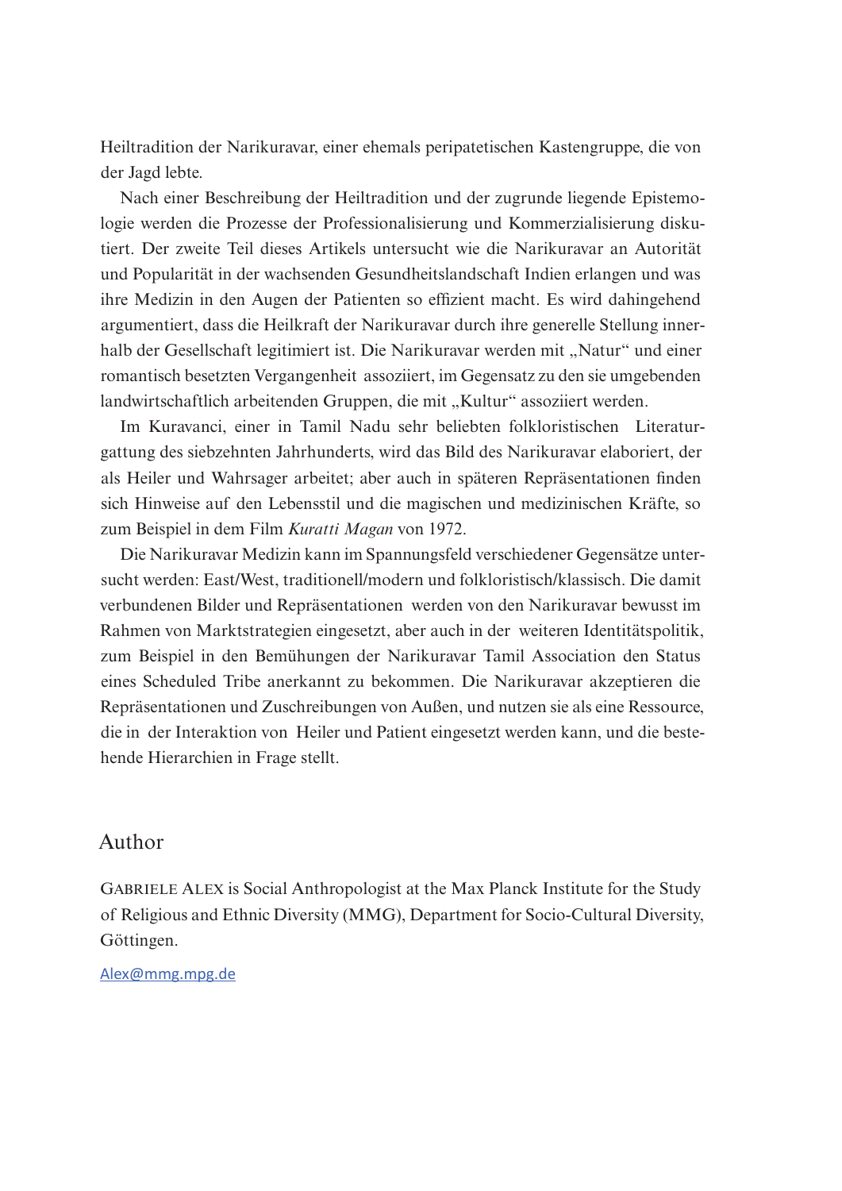Heiltradition der Narikuravar, einer ehemals peripatetischen Kastengruppe, die von der Jagd lebte.

Nach einer Beschreibung der Heiltradition und der zugrunde liegende Epistemologie werden die Prozesse der Professionalisierung und Kommerzialisierung diskutiert. Der zweite Teil dieses Artikels untersucht wie die Narikuravar an Autorität und Popularität in der wachsenden Gesundheitslandschaft Indien erlangen und was ihre Medizin in den Augen der Patienten so effizient macht. Es wird dahingehend argumentiert, dass die Heilkraft der Narikuravar durch ihre generelle Stellung innerhalb der Gesellschaft legitimiert ist. Die Narikuravar werden mit „Natur" und einer romantisch besetzten Vergangenheit assoziiert, im Gegensatz zu den sie umgebenden landwirtschaftlich arbeitenden Gruppen, die mit „Kultur" assoziiert werden.

Im Kuravanci, einer in Tamil Nadu sehr beliebten folkloristischen Literaturgattung des siebzehnten Jahrhunderts, wird das Bild des Narikuravar elaboriert, der als Heiler und Wahrsager arbeitet; aber auch in späteren Repräsentationen finden sich Hinweise auf den Lebensstil und die magischen und medizinischen Kräfte, so zum Beispiel in dem Film *Kuratti Magan* von 1972.

Die Narikuravar Medizin kann im Spannungsfeld verschiedener Gegensätze untersucht werden: East/West, traditionell/modern und folkloristisch/klassisch. Die damit verbundenen Bilder und Repräsentationen werden von den Narikuravar bewusst im Rahmen von Marktstrategien eingesetzt, aber auch in der weiteren Identitätspolitik, zum Beispiel in den Bemühungen der Narikuravar Tamil Association den Status eines Scheduled Tribe anerkannt zu bekommen. Die Narikuravar akzeptieren die Repräsentationen und Zuschreibungen von Außen, und nutzen sie als eine Ressource, die in der Interaktion von Heiler und Patient eingesetzt werden kann, und die bestehende Hierarchien in Frage stellt.

## Author

GABRIELE ALEX is Social Anthropologist at the Max Planck Institute for the Study of Religious and Ethnic Diversity (MMG), Department for Socio-Cultural Diversity, Göttingen.

Alex@mmg.mpg.de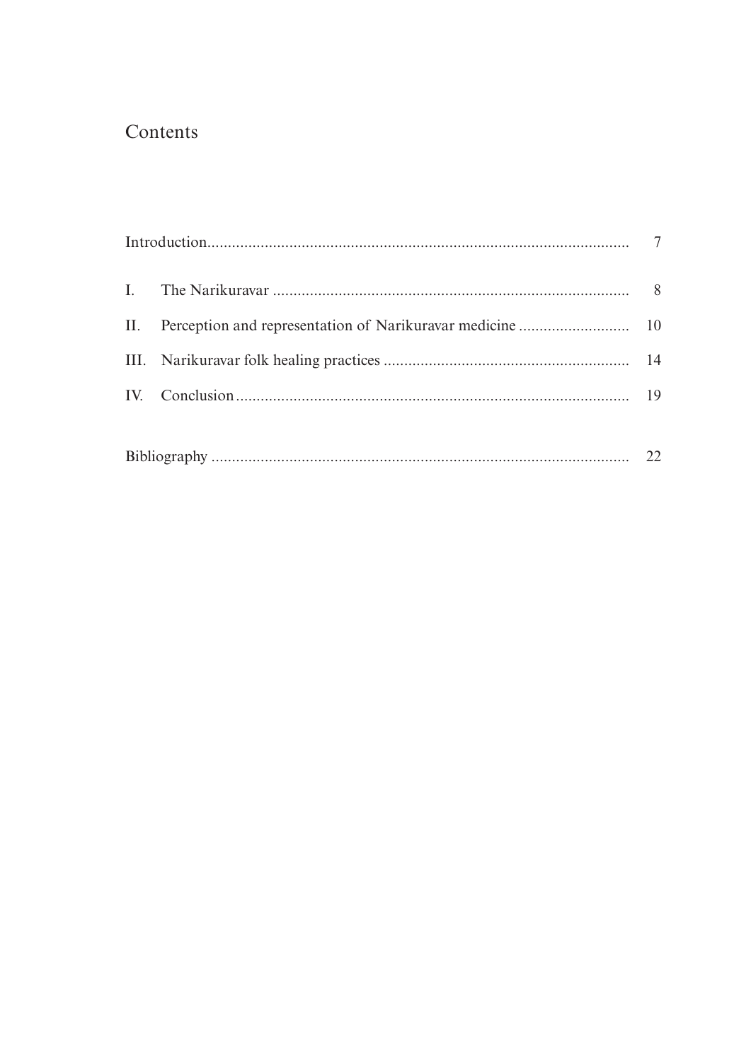# Contents

| | | |
|---|---|---|
| Introduction | | 7 |
| I. | The Narikuravar | 8 |
| II. | Perception and representation of Narikuravar medicine | 10 |
| III. | Narikuravar folk healing practices | 14 |
| IV. | Conclusion | 19 |
| Bibliography | | 22 |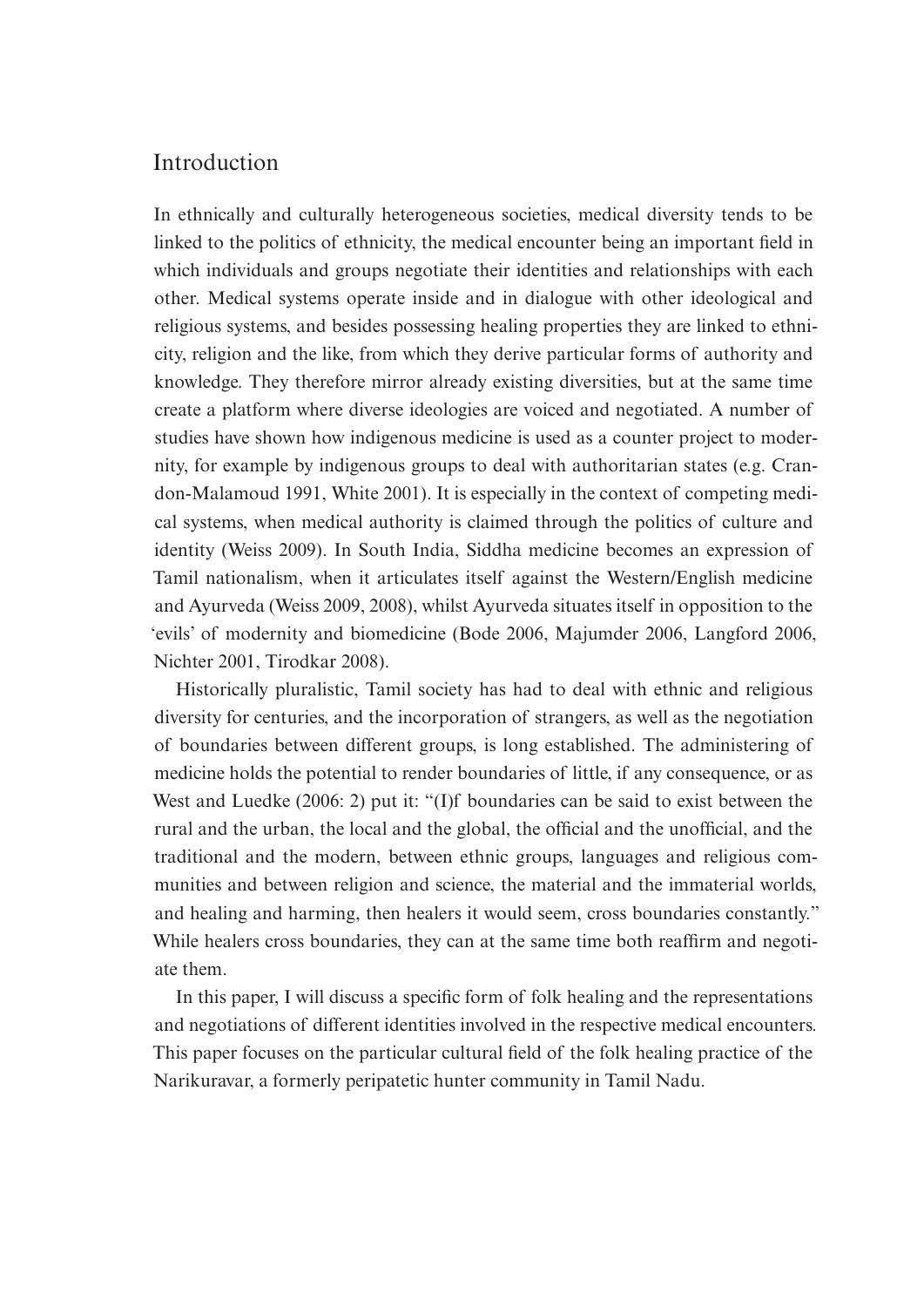## Introduction

In ethnically and culturally heterogeneous societies, medical diversity tends to be linked to the politics of ethnicity, the medical encounter being an important field in which individuals and groups negotiate their identities and relationships with each other. Medical systems operate inside and in dialogue with other ideological and religious systems, and besides possessing healing properties they are linked to ethnicity, religion and the like, from which they derive particular forms of authority and knowledge. They therefore mirror already existing diversities, but at the same time create a platform where diverse ideologies are voiced and negotiated. A number of studies have shown how indigenous medicine is used as a counter project to modernity, for example by indigenous groups to deal with authoritarian states (e.g. Crandon-Malamoud 1991, White 2001). It is especially in the context of competing medical systems, when medical authority is claimed through the politics of culture and identity (Weiss 2009). In South India, Siddha medicine becomes an expression of Tamil nationalism, when it articulates itself against the Western/English medicine and Ayurveda (Weiss 2009, 2008), whilst Ayurveda situates itself in opposition to the 'evils' of modernity and biomedicine (Bode 2006, Majumder 2006, Langford 2006, Nichter 2001, Tirodkar 2008).

Historically pluralistic, Tamil society has had to deal with ethnic and religious diversity for centuries, and the incorporation of strangers, as well as the negotiation of boundaries between different groups, is long established. The administering of medicine holds the potential to render boundaries of little, if any consequence, or as West and Luedke (2006: 2) put it: "(I)f boundaries can be said to exist between the rural and the urban, the local and the global, the official and the unofficial, and the traditional and the modern, between ethnic groups, languages and religious communities and between religion and science, the material and the immaterial worlds, and healing and harming, then healers it would seem, cross boundaries constantly." While healers cross boundaries, they can at the same time both reaffirm and negotiate them.

In this paper, I will discuss a specific form of folk healing and the representations and negotiations of different identities involved in the respective medical encounters. This paper focuses on the particular cultural field of the folk healing practice of the Narikuravar, a formerly peripatetic hunter community in Tamil Nadu.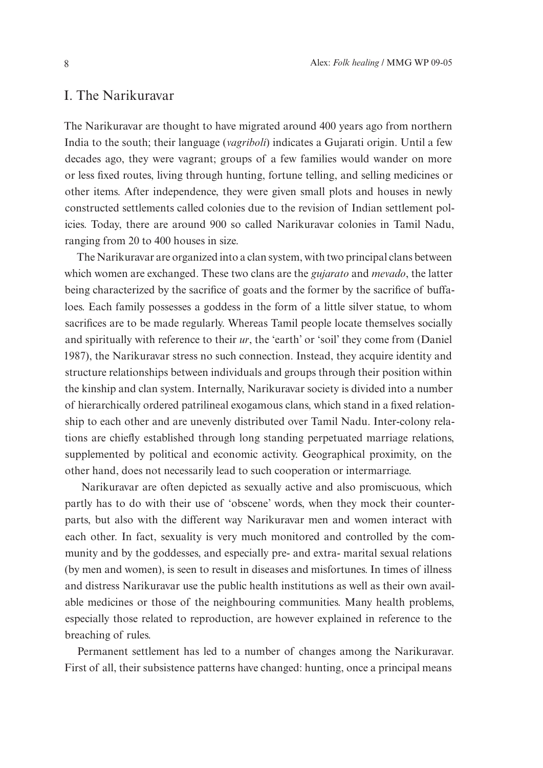# I. The Narikuravar

The Narikuravar are thought to have migrated around 400 years ago from northern India to the south; their language (*vagriboli*) indicates a Gujarati origin. Until a few decades ago, they were vagrant; groups of a few families would wander on more or less fixed routes, living through hunting, fortune telling, and selling medicines or other items. After independence, they were given small plots and houses in newly constructed settlements called colonies due to the revision of Indian settlement policies. Today, there are around 900 so called Narikuravar colonies in Tamil Nadu, ranging from 20 to 400 houses in size.

The Narikuravar are organized into a clan system, with two principal clans between which women are exchanged. These two clans are the *gujarato* and *mevado*, the latter being characterized by the sacrifice of goats and the former by the sacrifice of buffaloes. Each family possesses a goddess in the form of a little silver statue, to whom sacrifices are to be made regularly. Whereas Tamil people locate themselves socially and spiritually with reference to their *ur*, the 'earth' or 'soil' they come from (Daniel 1987), the Narikuravar stress no such connection. Instead, they acquire identity and structure relationships between individuals and groups through their position within the kinship and clan system. Internally, Narikuravar society is divided into a number of hierarchically ordered patrilineal exogamous clans, which stand in a fixed relationship to each other and are unevenly distributed over Tamil Nadu. Inter-colony relations are chiefly established through long standing perpetuated marriage relations, supplemented by political and economic activity. Geographical proximity, on the other hand, does not necessarily lead to such cooperation or intermarriage.

Narikuravar are often depicted as sexually active and also promiscuous, which partly has to do with their use of 'obscene' words, when they mock their counterparts, but also with the different way Narikuravar men and women interact with each other. In fact, sexuality is very much monitored and controlled by the community and by the goddesses, and especially pre- and extra- marital sexual relations (by men and women), is seen to result in diseases and misfortunes. In times of illness and distress Narikuravar use the public health institutions as well as their own available medicines or those of the neighbouring communities. Many health problems, especially those related to reproduction, are however explained in reference to the breaching of rules.

Permanent settlement has led to a number of changes among the Narikuravar. First of all, their subsistence patterns have changed: hunting, once a principal means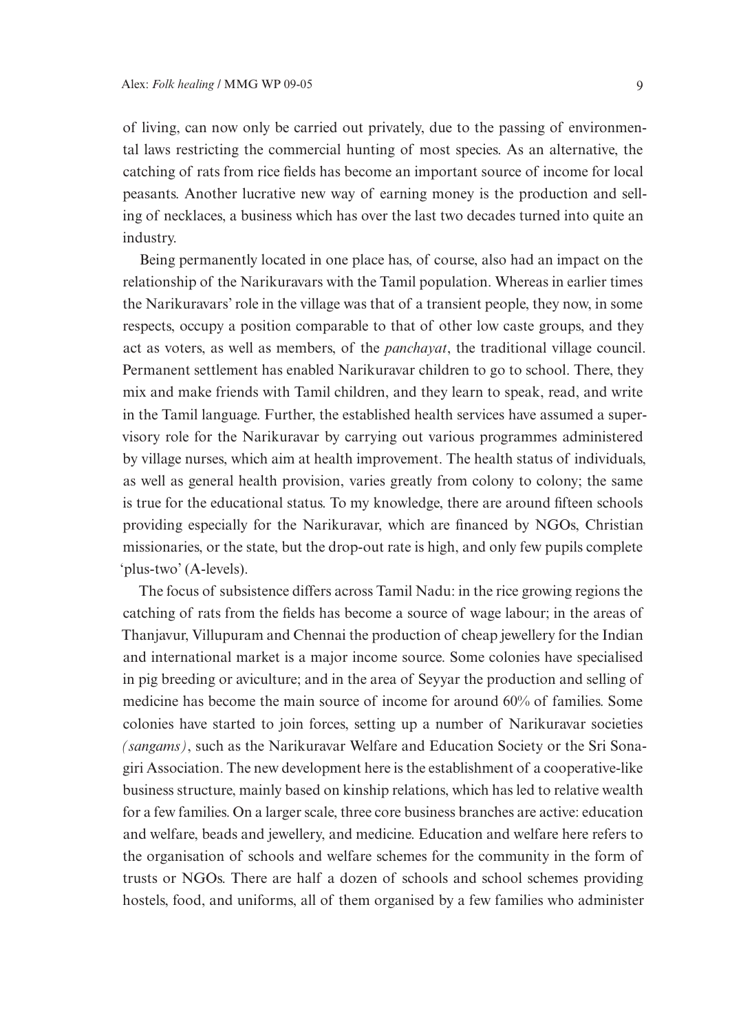of living, can now only be carried out privately, due to the passing of environmental laws restricting the commercial hunting of most species. As an alternative, the catching of rats from rice fields has become an important source of income for local peasants. Another lucrative new way of earning money is the production and selling of necklaces, a business which has over the last two decades turned into quite an industry.

Being permanently located in one place has, of course, also had an impact on the relationship of the Narikuravars with the Tamil population. Whereas in earlier times the Narikuravars' role in the village was that of a transient people, they now, in some respects, occupy a position comparable to that of other low caste groups, and they act as voters, as well as members, of the *panchayat*, the traditional village council. Permanent settlement has enabled Narikuravar children to go to school. There, they mix and make friends with Tamil children, and they learn to speak, read, and write in the Tamil language. Further, the established health services have assumed a supervisory role for the Narikuravar by carrying out various programmes administered by village nurses, which aim at health improvement. The health status of individuals, as well as general health provision, varies greatly from colony to colony; the same is true for the educational status. To my knowledge, there are around fifteen schools providing especially for the Narikuravar, which are financed by NGOs, Christian missionaries, or the state, but the drop-out rate is high, and only few pupils complete 'plus-two' (A-levels).

The focus of subsistence differs across Tamil Nadu: in the rice growing regions the catching of rats from the fields has become a source of wage labour; in the areas of Thanjavur, Villupuram and Chennai the production of cheap jewellery for the Indian and international market is a major income source. Some colonies have specialised in pig breeding or aviculture; and in the area of Seyyar the production and selling of medicine has become the main source of income for around 60% of families. Some colonies have started to join forces, setting up a number of Narikuravar societies *(sangams)*, such as the Narikuravar Welfare and Education Society or the Sri Sonagiri Association. The new development here is the establishment of a cooperative-like business structure, mainly based on kinship relations, which has led to relative wealth for a few families. On a larger scale, three core business branches are active: education and welfare, beads and jewellery, and medicine. Education and welfare here refers to the organisation of schools and welfare schemes for the community in the form of trusts or NGOs. There are half a dozen of schools and school schemes providing hostels, food, and uniforms, all of them organised by a few families who administer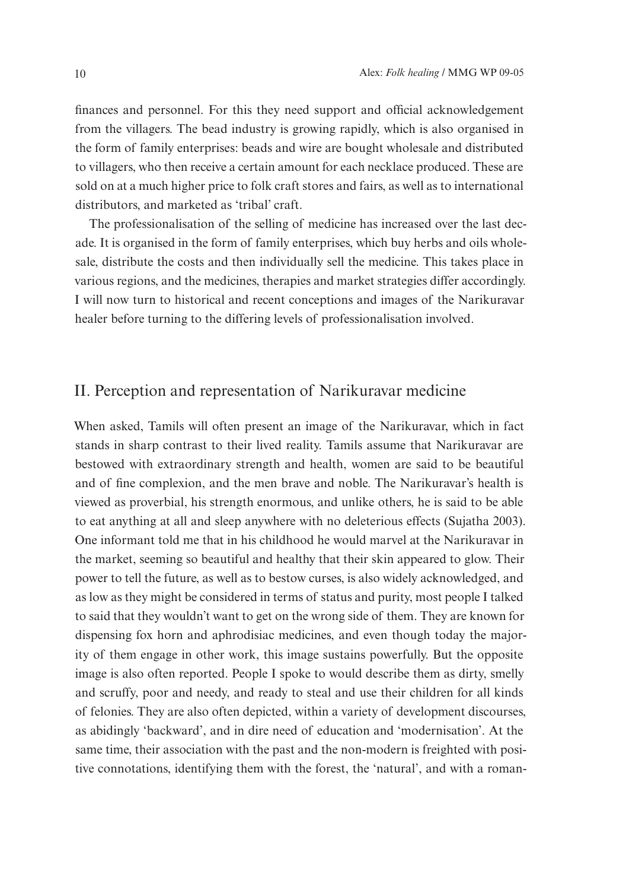finances and personnel. For this they need support and official acknowledgement from the villagers. The bead industry is growing rapidly, which is also organised in the form of family enterprises: beads and wire are bought wholesale and distributed to villagers, who then receive a certain amount for each necklace produced. These are sold on at a much higher price to folk craft stores and fairs, as well as to international distributors, and marketed as 'tribal' craft.

The professionalisation of the selling of medicine has increased over the last decade. It is organised in the form of family enterprises, which buy herbs and oils wholesale, distribute the costs and then individually sell the medicine. This takes place in various regions, and the medicines, therapies and market strategies differ accordingly. I will now turn to historical and recent conceptions and images of the Narikuravar healer before turning to the differing levels of professionalisation involved.

## II. Perception and representation of Narikuravar medicine

When asked, Tamils will often present an image of the Narikuravar, which in fact stands in sharp contrast to their lived reality. Tamils assume that Narikuravar are bestowed with extraordinary strength and health, women are said to be beautiful and of fine complexion, and the men brave and noble. The Narikuravar's health is viewed as proverbial, his strength enormous, and unlike others, he is said to be able to eat anything at all and sleep anywhere with no deleterious effects (Sujatha 2003). One informant told me that in his childhood he would marvel at the Narikuravar in the market, seeming so beautiful and healthy that their skin appeared to glow. Their power to tell the future, as well as to bestow curses, is also widely acknowledged, and as low as they might be considered in terms of status and purity, most people I talked to said that they wouldn't want to get on the wrong side of them. They are known for dispensing fox horn and aphrodisiac medicines, and even though today the majority of them engage in other work, this image sustains powerfully. But the opposite image is also often reported. People I spoke to would describe them as dirty, smelly and scruffy, poor and needy, and ready to steal and use their children for all kinds of felonies. They are also often depicted, within a variety of development discourses, as abidingly 'backward', and in dire need of education and 'modernisation'. At the same time, their association with the past and the non-modern is freighted with positive connotations, identifying them with the forest, the 'natural', and with a roman-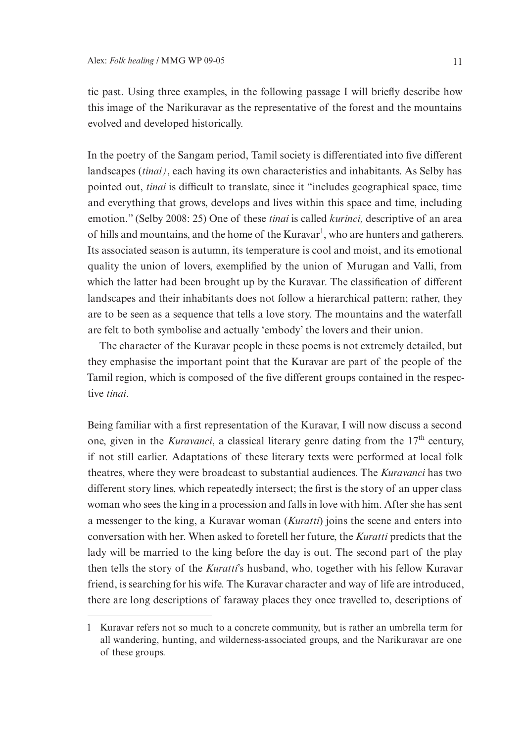tic past. Using three examples, in the following passage I will briefly describe how this image of the Narikuravar as the representative of the forest and the mountains evolved and developed historically.

In the poetry of the Sangam period, Tamil society is differentiated into five different landscapes (*tinai)*, each having its own characteristics and inhabitants. As Selby has pointed out, *tinai* is difficult to translate, since it "includes geographical space, time and everything that grows, develops and lives within this space and time, including emotion." (Selby 2008: 25) One of these *tinai* is called *kurinci,* descriptive of an area of hills and mountains, and the home of the Kuravar[1], who are hunters and gatherers. Its associated season is autumn, its temperature is cool and moist, and its emotional quality the union of lovers, exemplified by the union of Murugan and Valli, from which the latter had been brought up by the Kuravar. The classification of different landscapes and their inhabitants does not follow a hierarchical pattern; rather, they are to be seen as a sequence that tells a love story. The mountains and the waterfall are felt to both symbolise and actually 'embody' the lovers and their union.

The character of the Kuravar people in these poems is not extremely detailed, but they emphasise the important point that the Kuravar are part of the people of the Tamil region, which is composed of the five different groups contained in the respective *tinai*.

Being familiar with a first representation of the Kuravar, I will now discuss a second one, given in the *Kuravanci*, a classical literary genre dating from the 17th century, if not still earlier. Adaptations of these literary texts were performed at local folk theatres, where they were broadcast to substantial audiences. The *Kuravanci* has two different story lines, which repeatedly intersect; the first is the story of an upper class woman who sees the king in a procession and falls in love with him. After she has sent a messenger to the king, a Kuravar woman (*Kuratti*) joins the scene and enters into conversation with her. When asked to foretell her future, the *Kuratti* predicts that the lady will be married to the king before the day is out. The second part of the play then tells the story of the *Kuratti*'s husband, who, together with his fellow Kuravar friend, is searching for his wife. The Kuravar character and way of life are introduced, there are long descriptions of faraway places they once travelled to, descriptions of

1 Kuravar refers not so much to a concrete community, but is rather an umbrella term for all wandering, hunting, and wilderness-associated groups, and the Narikuravar are one of these groups.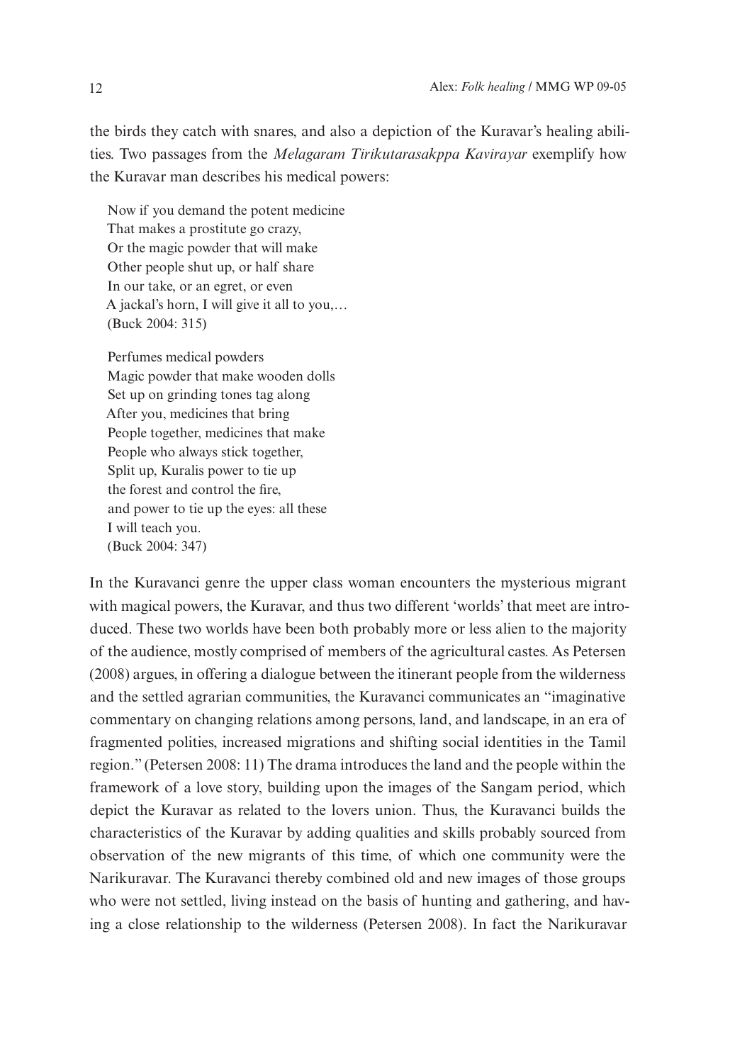the birds they catch with snares, and also a depiction of the Kuravar's healing abilities. Two passages from the *Melagaram Tirikutarasakppa Kavirayar* exemplify how the Kuravar man describes his medical powers:

> Now if you demand the potent medicine  
> That makes a prostitute go crazy,  
> Or the magic powder that will make  
> Other people shut up, or half share  
> In our take, or an egret, or even  
> A jackal's horn, I will give it all to you,…  
> (Buck 2004: 315)

> Perfumes medical powders  
> Magic powder that make wooden dolls  
> Set up on grinding tones tag along  
> After you, medicines that bring  
> People together, medicines that make  
> People who always stick together,  
> Split up, Kuralis power to tie up  
> the forest and control the fire,  
> and power to tie up the eyes: all these  
> I will teach you.  
> (Buck 2004: 347)

In the Kuravanci genre the upper class woman encounters the mysterious migrant with magical powers, the Kuravar, and thus two different 'worlds' that meet are introduced. These two worlds have been both probably more or less alien to the majority of the audience, mostly comprised of members of the agricultural castes. As Petersen (2008) argues, in offering a dialogue between the itinerant people from the wilderness and the settled agrarian communities, the Kuravanci communicates an "imaginative commentary on changing relations among persons, land, and landscape, in an era of fragmented polities, increased migrations and shifting social identities in the Tamil region." (Petersen 2008: 11) The drama introduces the land and the people within the framework of a love story, building upon the images of the Sangam period, which depict the Kuravar as related to the lovers union. Thus, the Kuravanci builds the characteristics of the Kuravar by adding qualities and skills probably sourced from observation of the new migrants of this time, of which one community were the Narikuravar. The Kuravanci thereby combined old and new images of those groups who were not settled, living instead on the basis of hunting and gathering, and having a close relationship to the wilderness (Petersen 2008). In fact the Narikuravar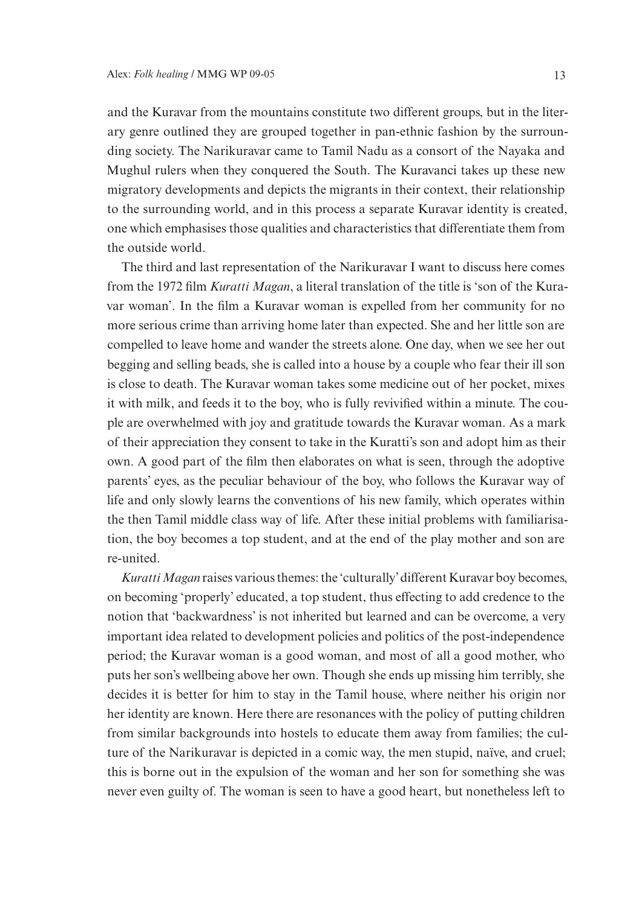and the Kuravar from the mountains constitute two different groups, but in the literary genre outlined they are grouped together in pan-ethnic fashion by the surrounding society. The Narikuravar came to Tamil Nadu as a consort of the Nayaka and Mughul rulers when they conquered the South. The Kuravanci takes up these new migratory developments and depicts the migrants in their context, their relationship to the surrounding world, and in this process a separate Kuravar identity is created, one which emphasises those qualities and characteristics that differentiate them from the outside world.

The third and last representation of the Narikuravar I want to discuss here comes from the 1972 film *Kuratti Magan*, a literal translation of the title is 'son of the Kuravar woman'. In the film a Kuravar woman is expelled from her community for no more serious crime than arriving home later than expected. She and her little son are compelled to leave home and wander the streets alone. One day, when we see her out begging and selling beads, she is called into a house by a couple who fear their ill son is close to death. The Kuravar woman takes some medicine out of her pocket, mixes it with milk, and feeds it to the boy, who is fully revivified within a minute. The couple are overwhelmed with joy and gratitude towards the Kuravar woman. As a mark of their appreciation they consent to take in the Kuratti's son and adopt him as their own. A good part of the film then elaborates on what is seen, through the adoptive parents' eyes, as the peculiar behaviour of the boy, who follows the Kuravar way of life and only slowly learns the conventions of his new family, which operates within the then Tamil middle class way of life. After these initial problems with familiarisation, the boy becomes a top student, and at the end of the play mother and son are re-united.

*Kuratti Magan* raises various themes: the 'culturally' different Kuravar boy becomes, on becoming 'properly' educated, a top student, thus effecting to add credence to the notion that 'backwardness' is not inherited but learned and can be overcome, a very important idea related to development policies and politics of the post-independence period; the Kuravar woman is a good woman, and most of all a good mother, who puts her son's wellbeing above her own. Though she ends up missing him terribly, she decides it is better for him to stay in the Tamil house, where neither his origin nor her identity are known. Here there are resonances with the policy of putting children from similar backgrounds into hostels to educate them away from families; the culture of the Narikuravar is depicted in a comic way, the men stupid, naïve, and cruel; this is borne out in the expulsion of the woman and her son for something she was never even guilty of. The woman is seen to have a good heart, but nonetheless left to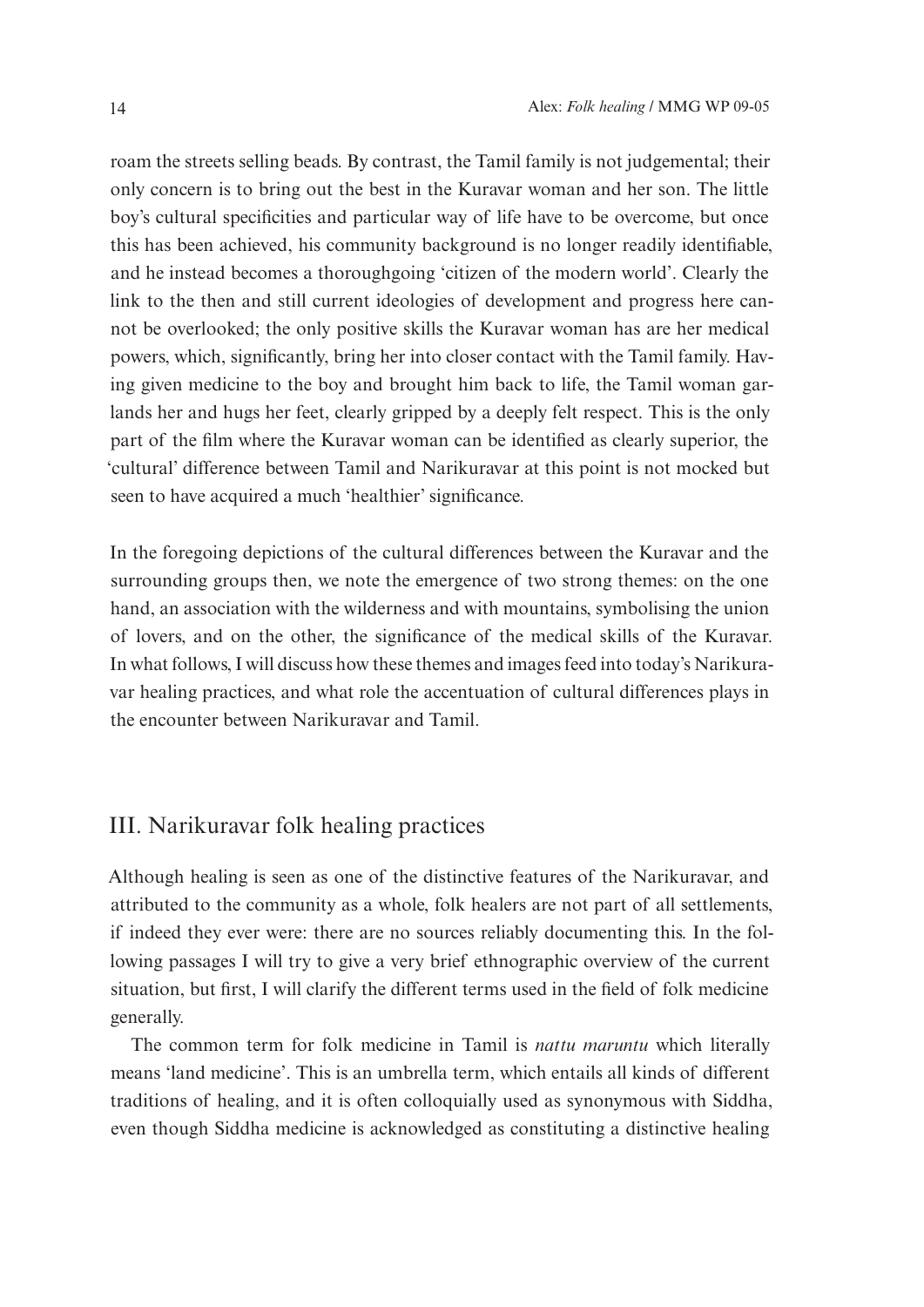roam the streets selling beads. By contrast, the Tamil family is not judgemental; their only concern is to bring out the best in the Kuravar woman and her son. The little boy's cultural specificities and particular way of life have to be overcome, but once this has been achieved, his community background is no longer readily identifiable, and he instead becomes a thoroughgoing 'citizen of the modern world'. Clearly the link to the then and still current ideologies of development and progress here cannot be overlooked; the only positive skills the Kuravar woman has are her medical powers, which, significantly, bring her into closer contact with the Tamil family. Having given medicine to the boy and brought him back to life, the Tamil woman garlands her and hugs her feet, clearly gripped by a deeply felt respect. This is the only part of the film where the Kuravar woman can be identified as clearly superior, the 'cultural' difference between Tamil and Narikuravar at this point is not mocked but seen to have acquired a much 'healthier' significance.

In the foregoing depictions of the cultural differences between the Kuravar and the surrounding groups then, we note the emergence of two strong themes: on the one hand, an association with the wilderness and with mountains, symbolising the union of lovers, and on the other, the significance of the medical skills of the Kuravar. In what follows, I will discuss how these themes and images feed into today's Narikuravar healing practices, and what role the accentuation of cultural differences plays in the encounter between Narikuravar and Tamil.

## III. Narikuravar folk healing practices

Although healing is seen as one of the distinctive features of the Narikuravar, and attributed to the community as a whole, folk healers are not part of all settlements, if indeed they ever were: there are no sources reliably documenting this. In the following passages I will try to give a very brief ethnographic overview of the current situation, but first, I will clarify the different terms used in the field of folk medicine generally.

The common term for folk medicine in Tamil is *nattu maruntu* which literally means 'land medicine'. This is an umbrella term, which entails all kinds of different traditions of healing, and it is often colloquially used as synonymous with Siddha, even though Siddha medicine is acknowledged as constituting a distinctive healing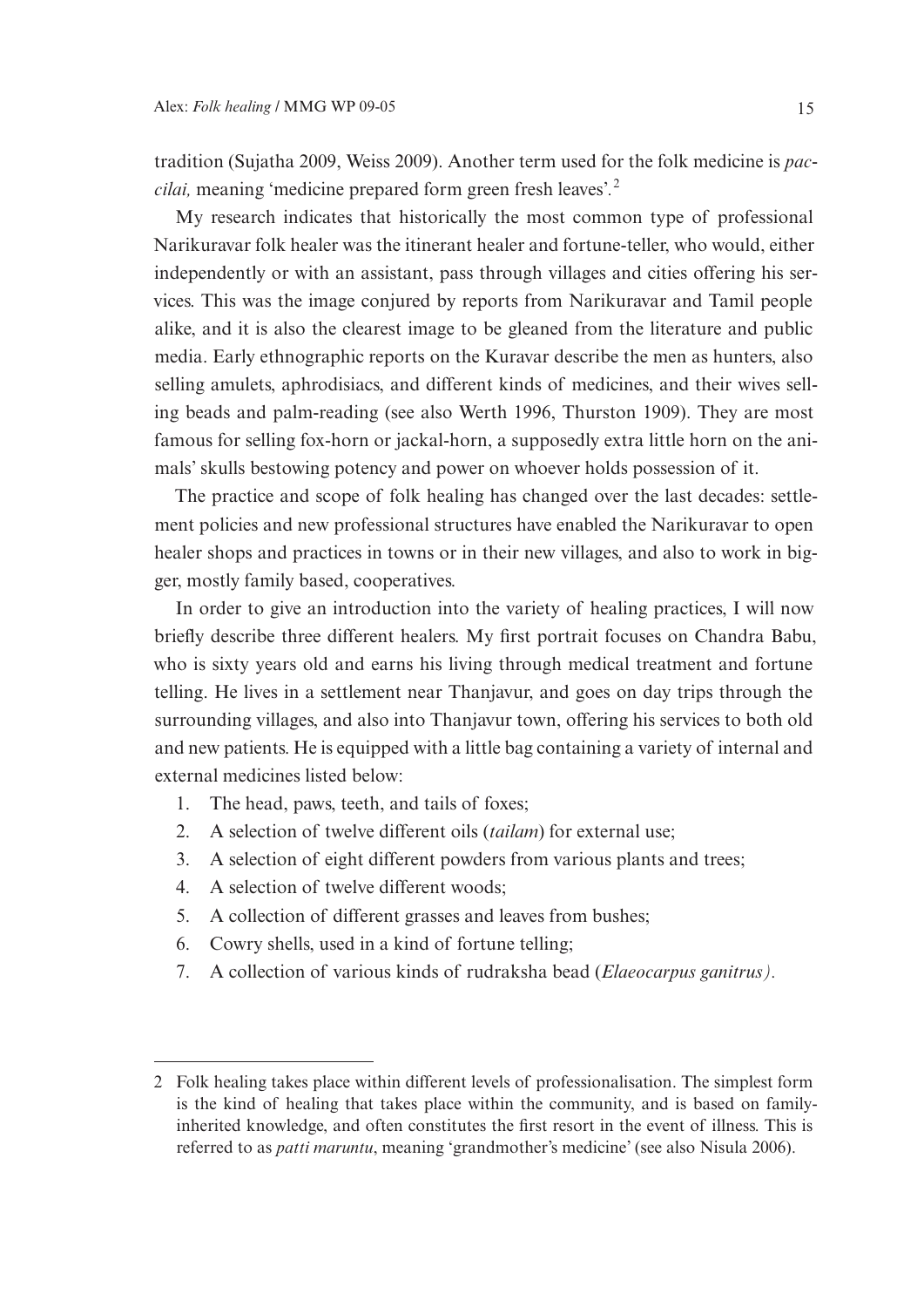tradition (Sujatha 2009, Weiss 2009). Another term used for the folk medicine is *paccilai,* meaning 'medicine prepared form green fresh leaves'.[2]

My research indicates that historically the most common type of professional Narikuravar folk healer was the itinerant healer and fortune-teller, who would, either independently or with an assistant, pass through villages and cities offering his services. This was the image conjured by reports from Narikuravar and Tamil people alike, and it is also the clearest image to be gleaned from the literature and public media. Early ethnographic reports on the Kuravar describe the men as hunters, also selling amulets, aphrodisiacs, and different kinds of medicines, and their wives selling beads and palm-reading (see also Werth 1996, Thurston 1909). They are most famous for selling fox-horn or jackal-horn, a supposedly extra little horn on the animals' skulls bestowing potency and power on whoever holds possession of it.

The practice and scope of folk healing has changed over the last decades: settlement policies and new professional structures have enabled the Narikuravar to open healer shops and practices in towns or in their new villages, and also to work in bigger, mostly family based, cooperatives.

In order to give an introduction into the variety of healing practices, I will now briefly describe three different healers. My first portrait focuses on Chandra Babu, who is sixty years old and earns his living through medical treatment and fortune telling. He lives in a settlement near Thanjavur, and goes on day trips through the surrounding villages, and also into Thanjavur town, offering his services to both old and new patients. He is equipped with a little bag containing a variety of internal and external medicines listed below:

1. The head, paws, teeth, and tails of foxes;
2. A selection of twelve different oils (*tailam*) for external use;
3. A selection of eight different powders from various plants and trees;
4. A selection of twelve different woods;
5. A collection of different grasses and leaves from bushes;
6. Cowry shells, used in a kind of fortune telling;
7. A collection of various kinds of rudraksha bead (*Elaeocarpus ganitrus).*

---

2 Folk healing takes place within different levels of professionalisation. The simplest form is the kind of healing that takes place within the community, and is based on family-inherited knowledge, and often constitutes the first resort in the event of illness. This is referred to as *patti maruntu*, meaning 'grandmother's medicine' (see also Nisula 2006).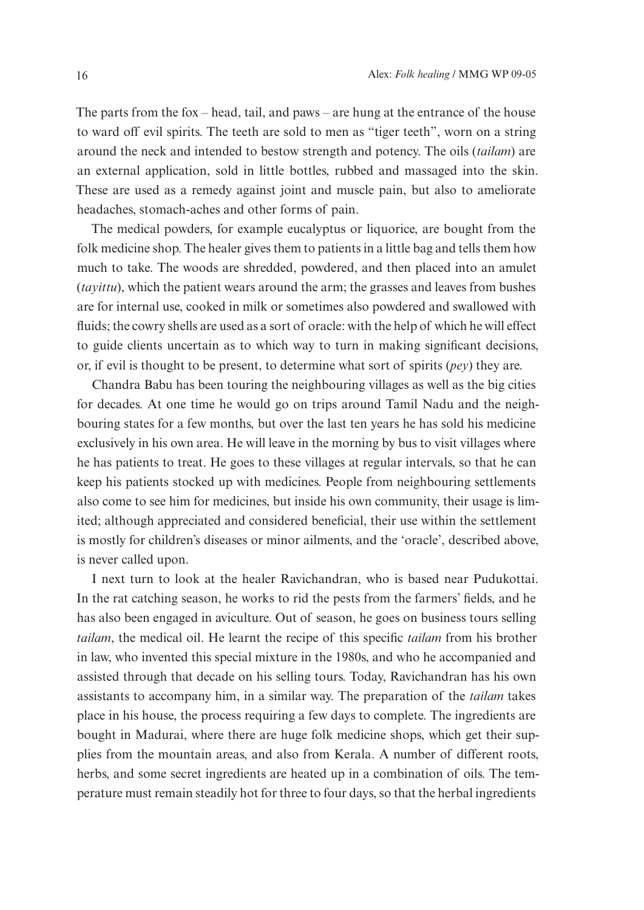The parts from the fox – head, tail, and paws – are hung at the entrance of the house to ward off evil spirits. The teeth are sold to men as "tiger teeth", worn on a string around the neck and intended to bestow strength and potency. The oils (*tailam*) are an external application, sold in little bottles, rubbed and massaged into the skin. These are used as a remedy against joint and muscle pain, but also to ameliorate headaches, stomach-aches and other forms of pain.

The medical powders, for example eucalyptus or liquorice, are bought from the folk medicine shop. The healer gives them to patients in a little bag and tells them how much to take. The woods are shredded, powdered, and then placed into an amulet (*tayittu*), which the patient wears around the arm; the grasses and leaves from bushes are for internal use, cooked in milk or sometimes also powdered and swallowed with fluids; the cowry shells are used as a sort of oracle: with the help of which he will effect to guide clients uncertain as to which way to turn in making significant decisions, or, if evil is thought to be present, to determine what sort of spirits (*pey*) they are.

Chandra Babu has been touring the neighbouring villages as well as the big cities for decades. At one time he would go on trips around Tamil Nadu and the neighbouring states for a few months, but over the last ten years he has sold his medicine exclusively in his own area. He will leave in the morning by bus to visit villages where he has patients to treat. He goes to these villages at regular intervals, so that he can keep his patients stocked up with medicines. People from neighbouring settlements also come to see him for medicines, but inside his own community, their usage is limited; although appreciated and considered beneficial, their use within the settlement is mostly for children's diseases or minor ailments, and the 'oracle', described above, is never called upon.

I next turn to look at the healer Ravichandran, who is based near Pudukottai. In the rat catching season, he works to rid the pests from the farmers' fields, and he has also been engaged in aviculture. Out of season, he goes on business tours selling *tailam*, the medical oil. He learnt the recipe of this specific *tailam* from his brother in law, who invented this special mixture in the 1980s, and who he accompanied and assisted through that decade on his selling tours. Today, Ravichandran has his own assistants to accompany him, in a similar way. The preparation of the *tailam* takes place in his house, the process requiring a few days to complete. The ingredients are bought in Madurai, where there are huge folk medicine shops, which get their supplies from the mountain areas, and also from Kerala. A number of different roots, herbs, and some secret ingredients are heated up in a combination of oils. The temperature must remain steadily hot for three to four days, so that the herbal ingredients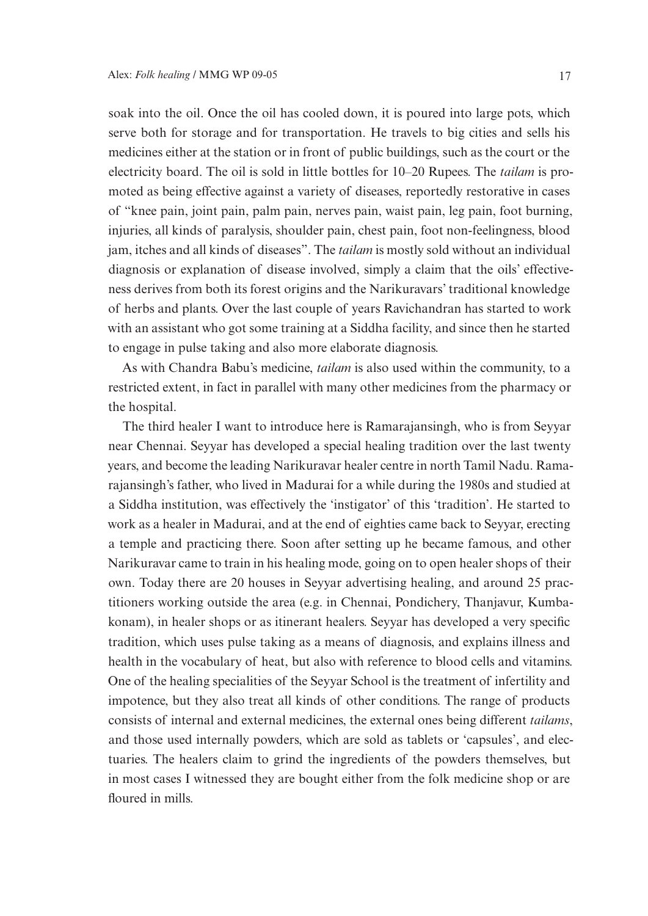soak into the oil. Once the oil has cooled down, it is poured into large pots, which serve both for storage and for transportation. He travels to big cities and sells his medicines either at the station or in front of public buildings, such as the court or the electricity board. The oil is sold in little bottles for 10–20 Rupees. The *tailam* is promoted as being effective against a variety of diseases, reportedly restorative in cases of "knee pain, joint pain, palm pain, nerves pain, waist pain, leg pain, foot burning, injuries, all kinds of paralysis, shoulder pain, chest pain, foot non-feelingness, blood jam, itches and all kinds of diseases". The *tailam* is mostly sold without an individual diagnosis or explanation of disease involved, simply a claim that the oils' effectiveness derives from both its forest origins and the Narikuravars' traditional knowledge of herbs and plants. Over the last couple of years Ravichandran has started to work with an assistant who got some training at a Siddha facility, and since then he started to engage in pulse taking and also more elaborate diagnosis.

As with Chandra Babu's medicine, *tailam* is also used within the community, to a restricted extent, in fact in parallel with many other medicines from the pharmacy or the hospital.

The third healer I want to introduce here is Ramarajansingh, who is from Seyyar near Chennai. Seyyar has developed a special healing tradition over the last twenty years, and become the leading Narikuravar healer centre in north Tamil Nadu. Ramarajansingh's father, who lived in Madurai for a while during the 1980s and studied at a Siddha institution, was effectively the 'instigator' of this 'tradition'. He started to work as a healer in Madurai, and at the end of eighties came back to Seyyar, erecting a temple and practicing there. Soon after setting up he became famous, and other Narikuravar came to train in his healing mode, going on to open healer shops of their own. Today there are 20 houses in Seyyar advertising healing, and around 25 practitioners working outside the area (e.g. in Chennai, Pondichery, Thanjavur, Kumbakonam), in healer shops or as itinerant healers. Seyyar has developed a very specific tradition, which uses pulse taking as a means of diagnosis, and explains illness and health in the vocabulary of heat, but also with reference to blood cells and vitamins. One of the healing specialities of the Seyyar School is the treatment of infertility and impotence, but they also treat all kinds of other conditions. The range of products consists of internal and external medicines, the external ones being different *tailams*, and those used internally powders, which are sold as tablets or 'capsules', and electuaries. The healers claim to grind the ingredients of the powders themselves, but in most cases I witnessed they are bought either from the folk medicine shop or are floured in mills.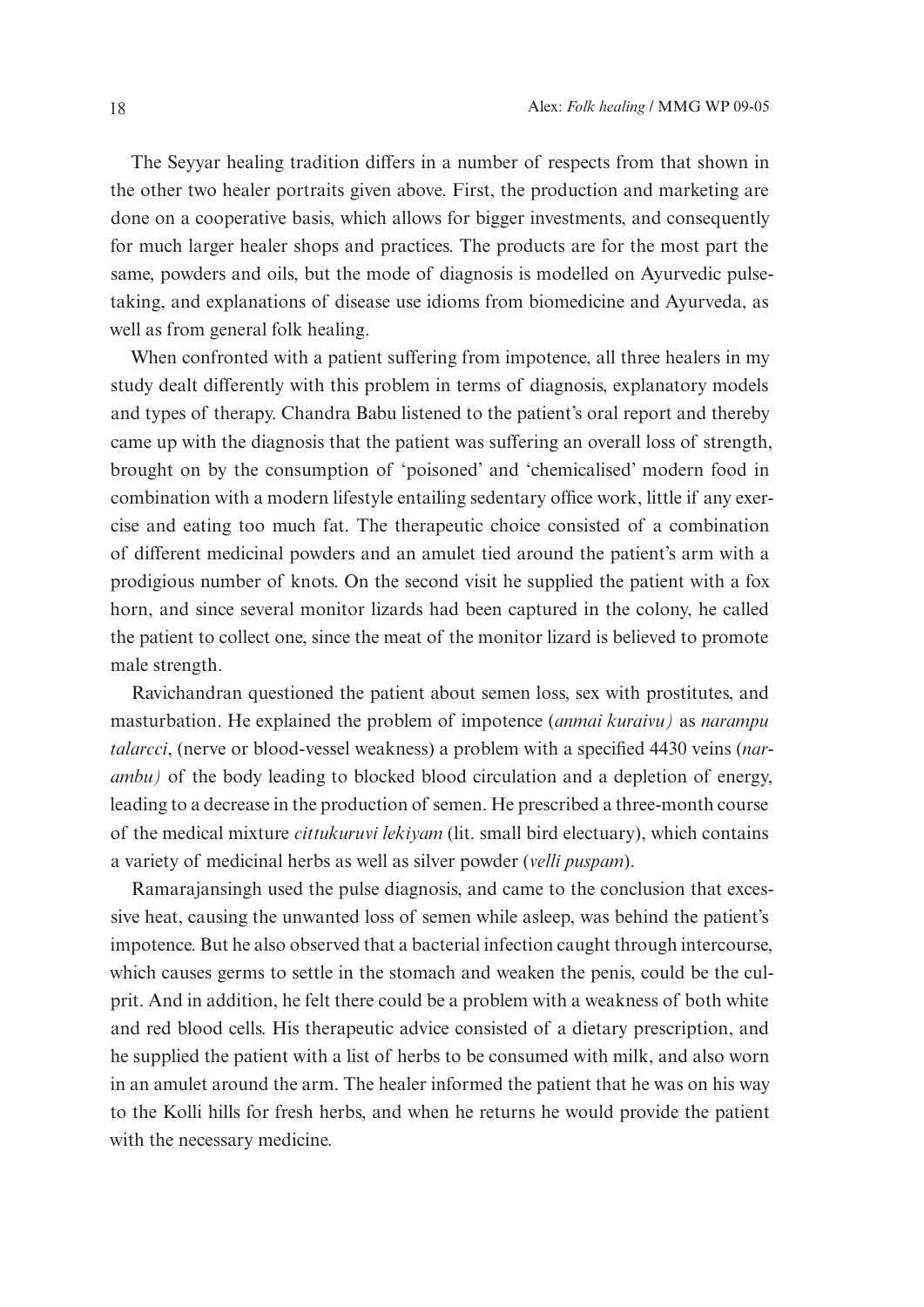The Seyyar healing tradition differs in a number of respects from that shown in the other two healer portraits given above. First, the production and marketing are done on a cooperative basis, which allows for bigger investments, and consequently for much larger healer shops and practices. The products are for the most part the same, powders and oils, but the mode of diagnosis is modelled on Ayurvedic pulse-taking, and explanations of disease use idioms from biomedicine and Ayurveda, as well as from general folk healing.

When confronted with a patient suffering from impotence, all three healers in my study dealt differently with this problem in terms of diagnosis, explanatory models and types of therapy. Chandra Babu listened to the patient's oral report and thereby came up with the diagnosis that the patient was suffering an overall loss of strength, brought on by the consumption of 'poisoned' and 'chemicalised' modern food in combination with a modern lifestyle entailing sedentary office work, little if any exercise and eating too much fat. The therapeutic choice consisted of a combination of different medicinal powders and an amulet tied around the patient's arm with a prodigious number of knots. On the second visit he supplied the patient with a fox horn, and since several monitor lizards had been captured in the colony, he called the patient to collect one, since the meat of the monitor lizard is believed to promote male strength.

Ravichandran questioned the patient about semen loss, sex with prostitutes, and masturbation. He explained the problem of impotence (*anmai kuraivu)* as *narampu talarcci*, (nerve or blood-vessel weakness) a problem with a specified 4430 veins (*narambu)* of the body leading to blocked blood circulation and a depletion of energy, leading to a decrease in the production of semen. He prescribed a three-month course of the medical mixture *cittukuruvi lekiyam* (lit. small bird electuary), which contains a variety of medicinal herbs as well as silver powder (*velli puspam*).

Ramarajansingh used the pulse diagnosis, and came to the conclusion that excessive heat, causing the unwanted loss of semen while asleep, was behind the patient's impotence. But he also observed that a bacterial infection caught through intercourse, which causes germs to settle in the stomach and weaken the penis, could be the culprit. And in addition, he felt there could be a problem with a weakness of both white and red blood cells. His therapeutic advice consisted of a dietary prescription, and he supplied the patient with a list of herbs to be consumed with milk, and also worn in an amulet around the arm. The healer informed the patient that he was on his way to the Kolli hills for fresh herbs, and when he returns he would provide the patient with the necessary medicine.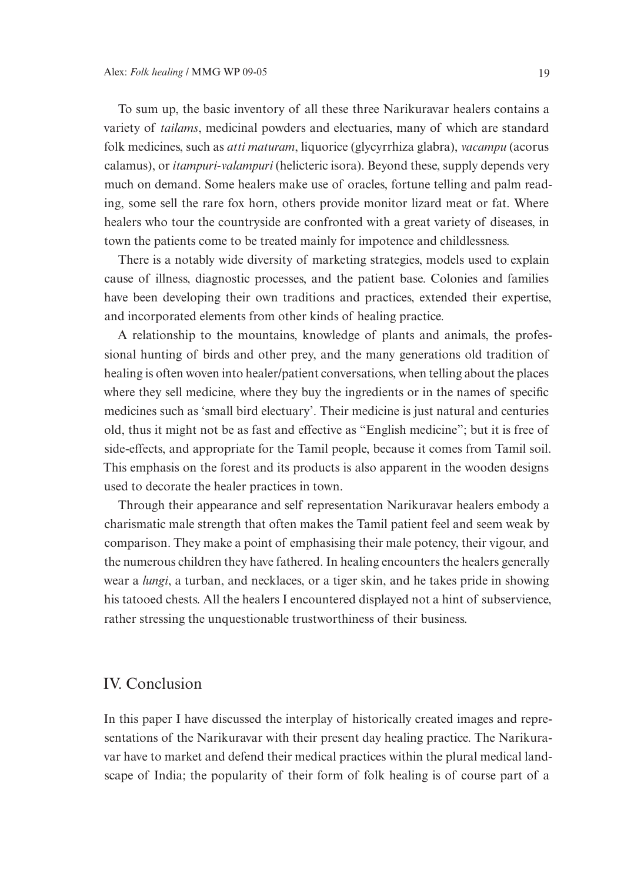To sum up, the basic inventory of all these three Narikuravar healers contains a variety of *tailams*, medicinal powders and electuaries, many of which are standard folk medicines, such as *atti maturam*, liquorice (glycyrrhiza glabra), *vacampu* (acorus calamus), or *itampuri-valampuri* (helicteric isora). Beyond these, supply depends very much on demand. Some healers make use of oracles, fortune telling and palm reading, some sell the rare fox horn, others provide monitor lizard meat or fat. Where healers who tour the countryside are confronted with a great variety of diseases, in town the patients come to be treated mainly for impotence and childlessness.

There is a notably wide diversity of marketing strategies, models used to explain cause of illness, diagnostic processes, and the patient base. Colonies and families have been developing their own traditions and practices, extended their expertise, and incorporated elements from other kinds of healing practice.

A relationship to the mountains, knowledge of plants and animals, the professional hunting of birds and other prey, and the many generations old tradition of healing is often woven into healer/patient conversations, when telling about the places where they sell medicine, where they buy the ingredients or in the names of specific medicines such as 'small bird electuary'. Their medicine is just natural and centuries old, thus it might not be as fast and effective as "English medicine"; but it is free of side-effects, and appropriate for the Tamil people, because it comes from Tamil soil. This emphasis on the forest and its products is also apparent in the wooden designs used to decorate the healer practices in town.

Through their appearance and self representation Narikuravar healers embody a charismatic male strength that often makes the Tamil patient feel and seem weak by comparison. They make a point of emphasising their male potency, their vigour, and the numerous children they have fathered. In healing encounters the healers generally wear a *lungi*, a turban, and necklaces, or a tiger skin, and he takes pride in showing his tatooed chests. All the healers I encountered displayed not a hint of subservience, rather stressing the unquestionable trustworthiness of their business.

## IV. Conclusion

In this paper I have discussed the interplay of historically created images and representations of the Narikuravar with their present day healing practice. The Narikuravar have to market and defend their medical practices within the plural medical landscape of India; the popularity of their form of folk healing is of course part of a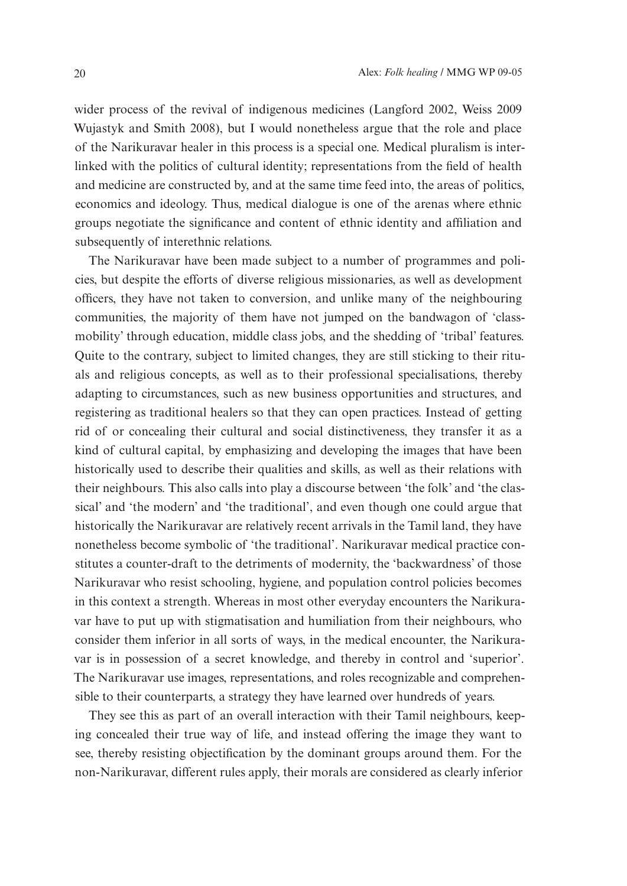wider process of the revival of indigenous medicines (Langford 2002, Weiss 2009 Wujastyk and Smith 2008), but I would nonetheless argue that the role and place of the Narikuravar healer in this process is a special one. Medical pluralism is interlinked with the politics of cultural identity; representations from the field of health and medicine are constructed by, and at the same time feed into, the areas of politics, economics and ideology. Thus, medical dialogue is one of the arenas where ethnic groups negotiate the significance and content of ethnic identity and affiliation and subsequently of interethnic relations.

The Narikuravar have been made subject to a number of programmes and policies, but despite the efforts of diverse religious missionaries, as well as development officers, they have not taken to conversion, and unlike many of the neighbouring communities, the majority of them have not jumped on the bandwagon of 'class-mobility' through education, middle class jobs, and the shedding of 'tribal' features. Quite to the contrary, subject to limited changes, they are still sticking to their rituals and religious concepts, as well as to their professional specialisations, thereby adapting to circumstances, such as new business opportunities and structures, and registering as traditional healers so that they can open practices. Instead of getting rid of or concealing their cultural and social distinctiveness, they transfer it as a kind of cultural capital, by emphasizing and developing the images that have been historically used to describe their qualities and skills, as well as their relations with their neighbours. This also calls into play a discourse between 'the folk' and 'the classical' and 'the modern' and 'the traditional', and even though one could argue that historically the Narikuravar are relatively recent arrivals in the Tamil land, they have nonetheless become symbolic of 'the traditional'. Narikuravar medical practice constitutes a counter-draft to the detriments of modernity, the 'backwardness' of those Narikuravar who resist schooling, hygiene, and population control policies becomes in this context a strength. Whereas in most other everyday encounters the Narikuravar have to put up with stigmatisation and humiliation from their neighbours, who consider them inferior in all sorts of ways, in the medical encounter, the Narikuravar is in possession of a secret knowledge, and thereby in control and 'superior'. The Narikuravar use images, representations, and roles recognizable and comprehensible to their counterparts, a strategy they have learned over hundreds of years.

They see this as part of an overall interaction with their Tamil neighbours, keeping concealed their true way of life, and instead offering the image they want to see, thereby resisting objectification by the dominant groups around them. For the non-Narikuravar, different rules apply, their morals are considered as clearly inferior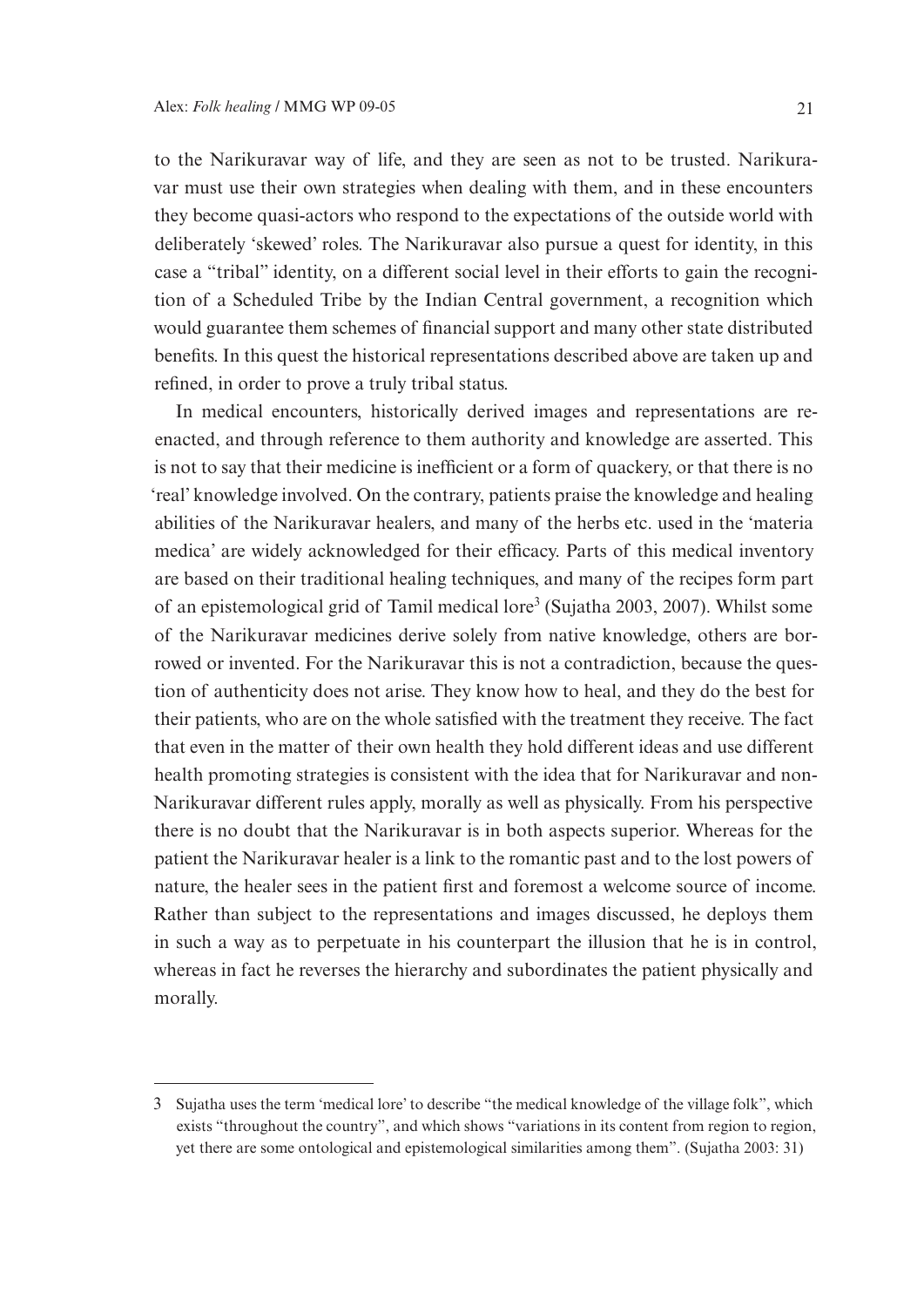to the Narikuravar way of life, and they are seen as not to be trusted. Narikuravar must use their own strategies when dealing with them, and in these encounters they become quasi-actors who respond to the expectations of the outside world with deliberately 'skewed' roles. The Narikuravar also pursue a quest for identity, in this case a "tribal" identity, on a different social level in their efforts to gain the recognition of a Scheduled Tribe by the Indian Central government, a recognition which would guarantee them schemes of financial support and many other state distributed benefits. In this quest the historical representations described above are taken up and refined, in order to prove a truly tribal status.

In medical encounters, historically derived images and representations are re-enacted, and through reference to them authority and knowledge are asserted. This is not to say that their medicine is inefficient or a form of quackery, or that there is no 'real' knowledge involved. On the contrary, patients praise the knowledge and healing abilities of the Narikuravar healers, and many of the herbs etc. used in the 'materia medica' are widely acknowledged for their efficacy. Parts of this medical inventory are based on their traditional healing techniques, and many of the recipes form part of an epistemological grid of Tamil medical lore[3] (Sujatha 2003, 2007). Whilst some of the Narikuravar medicines derive solely from native knowledge, others are borrowed or invented. For the Narikuravar this is not a contradiction, because the question of authenticity does not arise. They know how to heal, and they do the best for their patients, who are on the whole satisfied with the treatment they receive. The fact that even in the matter of their own health they hold different ideas and use different health promoting strategies is consistent with the idea that for Narikuravar and non-Narikuravar different rules apply, morally as well as physically. From his perspective there is no doubt that the Narikuravar is in both aspects superior. Whereas for the patient the Narikuravar healer is a link to the romantic past and to the lost powers of nature, the healer sees in the patient first and foremost a welcome source of income. Rather than subject to the representations and images discussed, he deploys them in such a way as to perpetuate in his counterpart the illusion that he is in control, whereas in fact he reverses the hierarchy and subordinates the patient physically and morally.

---

3 Sujatha uses the term 'medical lore' to describe "the medical knowledge of the village folk", which exists "throughout the country", and which shows "variations in its content from region to region, yet there are some ontological and epistemological similarities among them". (Sujatha 2003: 31)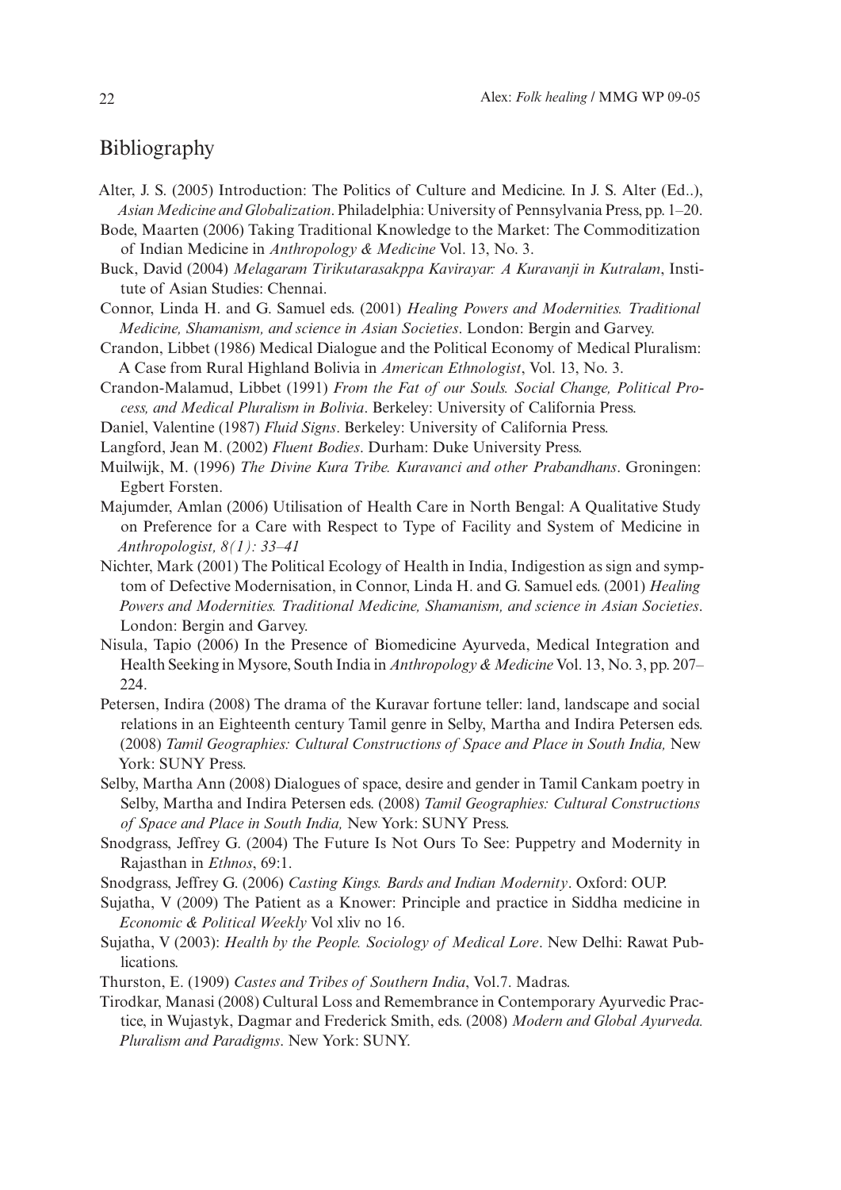## Bibliography

Alter, J. S. (2005) Introduction: The Politics of Culture and Medicine. In J. S. Alter (Ed..), *Asian Medicine and Globalization*. Philadelphia: University of Pennsylvania Press, pp. 1–20.

Bode, Maarten (2006) Taking Traditional Knowledge to the Market: The Commoditization of Indian Medicine in *Anthropology & Medicine* Vol. 13, No. 3.

Buck, David (2004) *Melagaram Tirikutarasakppa Kavirayar: A Kuravanji in Kutralam*, Institute of Asian Studies: Chennai.

Connor, Linda H. and G. Samuel eds. (2001) *Healing Powers and Modernities. Traditional Medicine, Shamanism, and science in Asian Societies*. London: Bergin and Garvey.

Crandon, Libbet (1986) Medical Dialogue and the Political Economy of Medical Pluralism: A Case from Rural Highland Bolivia in *American Ethnologist*, Vol. 13, No. 3.

Crandon-Malamud, Libbet (1991) *From the Fat of our Souls. Social Change, Political Process, and Medical Pluralism in Bolivia*. Berkeley: University of California Press.

Daniel, Valentine (1987) *Fluid Signs*. Berkeley: University of California Press.

Langford, Jean M. (2002) *Fluent Bodies*. Durham: Duke University Press.

Muilwijk, M. (1996) *The Divine Kura Tribe. Kuravanci and other Prabandhans*. Groningen: Egbert Forsten.

Majumder, Amlan (2006) Utilisation of Health Care in North Bengal: A Qualitative Study on Preference for a Care with Respect to Type of Facility and System of Medicine in *Anthropologist, 8(1): 33–41*

Nichter, Mark (2001) The Political Ecology of Health in India, Indigestion as sign and symptom of Defective Modernisation, in Connor, Linda H. and G. Samuel eds. (2001) *Healing Powers and Modernities. Traditional Medicine, Shamanism, and science in Asian Societies*. London: Bergin and Garvey.

Nisula, Tapio (2006) In the Presence of Biomedicine Ayurveda, Medical Integration and Health Seeking in Mysore, South India in *Anthropology & Medicine* Vol. 13, No. 3, pp. 207–224.

Petersen, Indira (2008) The drama of the Kuravar fortune teller: land, landscape and social relations in an Eighteenth century Tamil genre in Selby, Martha and Indira Petersen eds. (2008) *Tamil Geographies: Cultural Constructions of Space and Place in South India,* New York: SUNY Press.

Selby, Martha Ann (2008) Dialogues of space, desire and gender in Tamil Cankam poetry in Selby, Martha and Indira Petersen eds. (2008) *Tamil Geographies: Cultural Constructions of Space and Place in South India,* New York: SUNY Press.

Snodgrass, Jeffrey G. (2004) The Future Is Not Ours To See: Puppetry and Modernity in Rajasthan in *Ethnos*, 69:1.

Snodgrass, Jeffrey G. (2006) *Casting Kings. Bards and Indian Modernity*. Oxford: OUP.

Sujatha, V (2009) The Patient as a Knower: Principle and practice in Siddha medicine in *Economic & Political Weekly* Vol xliv no 16.

Sujatha, V (2003): *Health by the People. Sociology of Medical Lore*. New Delhi: Rawat Publications.

Thurston, E. (1909) *Castes and Tribes of Southern India*, Vol.7. Madras.

Tirodkar, Manasi (2008) Cultural Loss and Remembrance in Contemporary Ayurvedic Practice, in Wujastyk, Dagmar and Frederick Smith, eds. (2008) *Modern and Global Ayurveda. Pluralism and Paradigms*. New York: SUNY.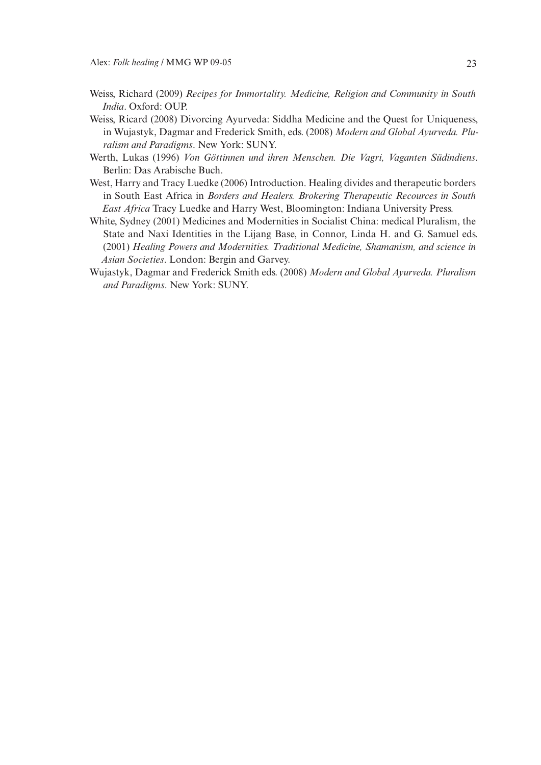Weiss, Richard (2009) *Recipes for Immortality. Medicine, Religion and Community in South India*. Oxford: OUP.

Weiss, Ricard (2008) Divorcing Ayurveda: Siddha Medicine and the Quest for Uniqueness, in Wujastyk, Dagmar and Frederick Smith, eds. (2008) *Modern and Global Ayurveda. Pluralism and Paradigms*. New York: SUNY.

Werth, Lukas (1996) *Von Göttinnen und ihren Menschen. Die Vagri, Vaganten Südindiens*. Berlin: Das Arabische Buch.

West, Harry and Tracy Luedke (2006) Introduction. Healing divides and therapeutic borders in South East Africa in *Borders and Healers. Brokering Therapeutic Recources in South East Africa* Tracy Luedke and Harry West, Bloomington: Indiana University Press.

White, Sydney (2001) Medicines and Modernities in Socialist China: medical Pluralism, the State and Naxi Identities in the Lijang Base, in Connor, Linda H. and G. Samuel eds. (2001) *Healing Powers and Modernities. Traditional Medicine, Shamanism, and science in Asian Societies*. London: Bergin and Garvey.

Wujastyk, Dagmar and Frederick Smith eds. (2008) *Modern and Global Ayurveda. Pluralism and Paradigms*. New York: SUNY.